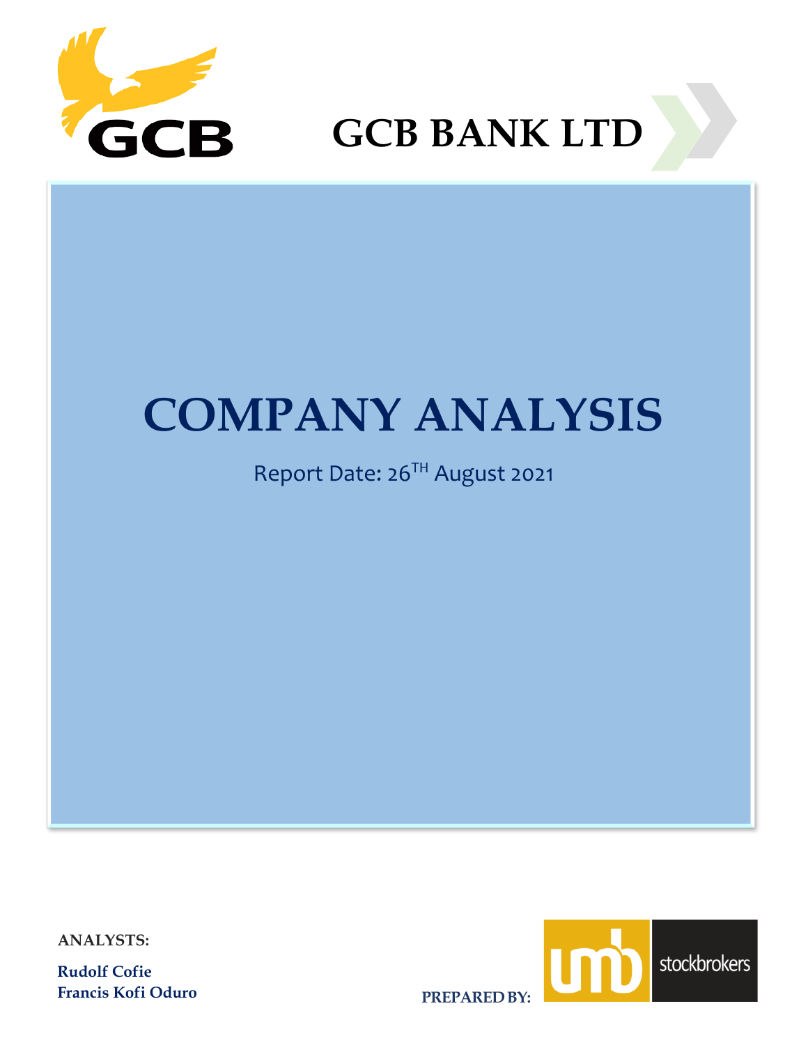# GCB BANK LTD

# COMPANY ANALYSIS

Report Date: 26TH August 2021

**ANALYSTS:**

**Rudolf Cofie**
**Francis Kofi Oduro**

**PREPARED BY:**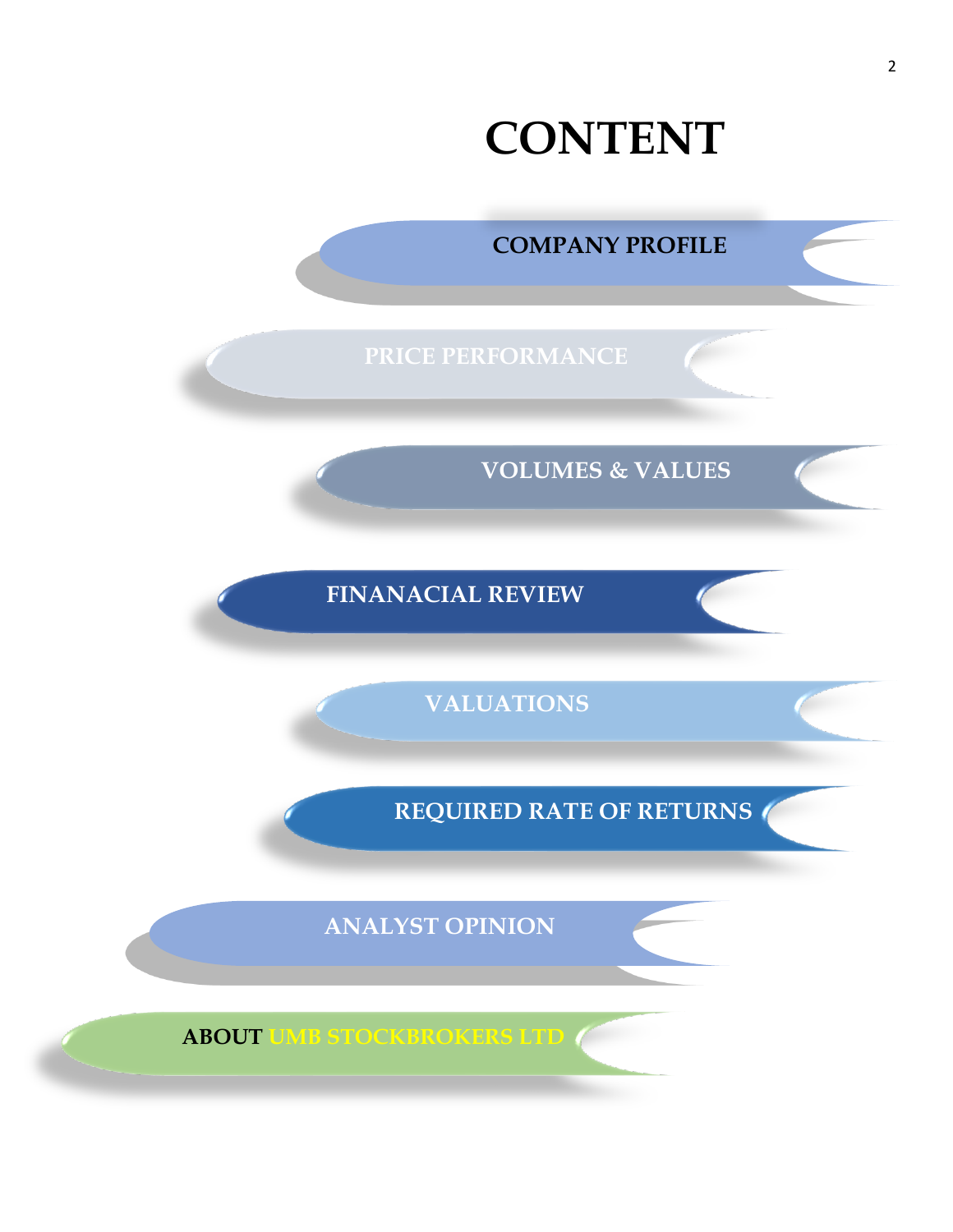# CONTENT

- COMPANY PROFILE
- PRICE PERFORMANCE
- VOLUMES & VALUES
- FINANACIAL REVIEW
- VALUATIONS
- REQUIRED RATE OF RETURNS
- ANALYST OPINION
- ABOUT UMB STOCKBROKERS LTD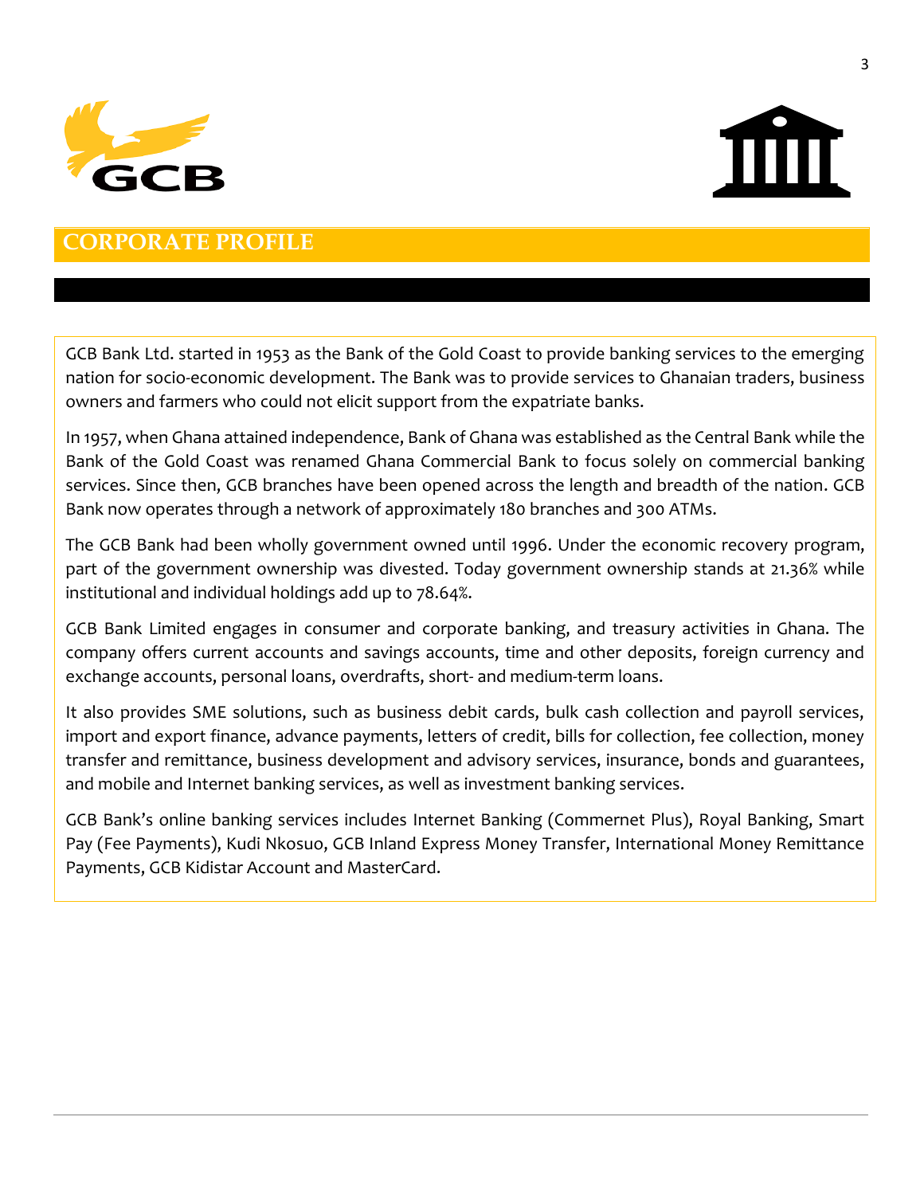# CORPORATE PROFILE

GCB Bank Ltd. started in 1953 as the Bank of the Gold Coast to provide banking services to the emerging nation for socio-economic development. The Bank was to provide services to Ghanaian traders, business owners and farmers who could not elicit support from the expatriate banks.

In 1957, when Ghana attained independence, Bank of Ghana was established as the Central Bank while the Bank of the Gold Coast was renamed Ghana Commercial Bank to focus solely on commercial banking services. Since then, GCB branches have been opened across the length and breadth of the nation. GCB Bank now operates through a network of approximately 180 branches and 300 ATMs.

The GCB Bank had been wholly government owned until 1996. Under the economic recovery program, part of the government ownership was divested. Today government ownership stands at 21.36% while institutional and individual holdings add up to 78.64%.

GCB Bank Limited engages in consumer and corporate banking, and treasury activities in Ghana. The company offers current accounts and savings accounts, time and other deposits, foreign currency and exchange accounts, personal loans, overdrafts, short- and medium-term loans.

It also provides SME solutions, such as business debit cards, bulk cash collection and payroll services, import and export finance, advance payments, letters of credit, bills for collection, fee collection, money transfer and remittance, business development and advisory services, insurance, bonds and guarantees, and mobile and Internet banking services, as well as investment banking services.

GCB Bank's online banking services includes Internet Banking (Commernet Plus), Royal Banking, Smart Pay (Fee Payments), Kudi Nkosuo, GCB Inland Express Money Transfer, International Money Remittance Payments, GCB Kidistar Account and MasterCard.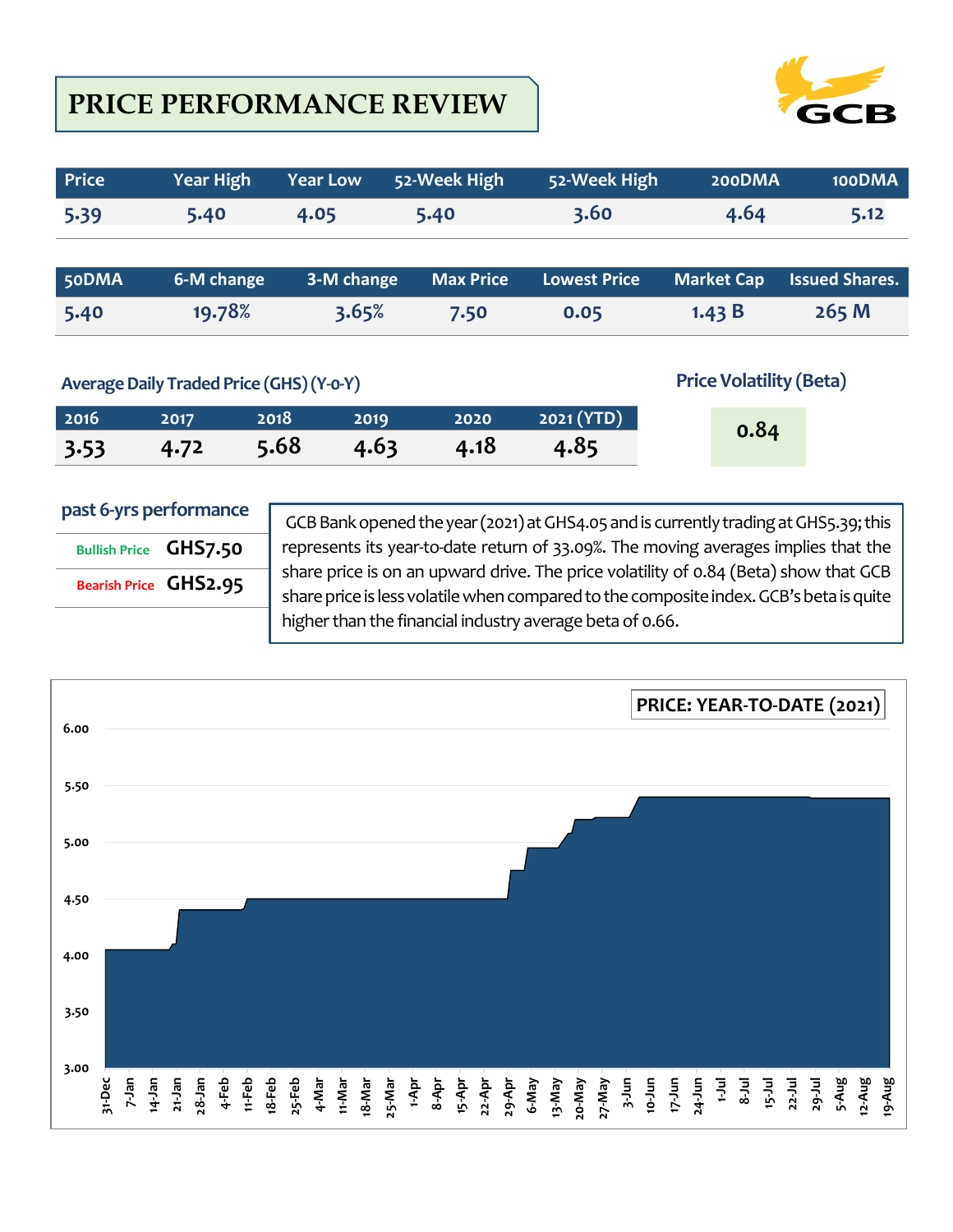# PRICE PERFORMANCE REVIEW

| Price | Year High | Year Low | 52-Week High | 52-Week High | 200DMA | 100DMA |
|---|---|---|---|---|---|---|
| 5.39 | 5.40 | 4.05 | 5.40 | 3.60 | 4.64 | 5.12 |

| 50DMA | 6-M change | 3-M change | Max Price | Lowest Price | Market Cap | Issued Shares. |
|---|---|---|---|---|---|---|
| 5.40 | 19.78% | 3.65% | 7.50 | 0.05 | 1.43 B | 265 M |

### Average Daily Traded Price (GHS) (Y-o-Y)

| 2016 | 2017 | 2018 | 2019 | 2020 | 2021 (YTD) |
|---|---|---|---|---|---|
| 3.53 | 4.72 | 5.68 | 4.63 | 4.18 | 4.85 |

### Price Volatility (Beta)

0.84

### past 6-yrs performance

| | |
|---|---|
| Bullish Price | GHS7.50 |
| Bearish Price | GHS2.95 |

GCB Bank opened the year (2021) at GHS4.05 and is currently trading at GHS5.39; this represents its year-to-date return of 33.09%. The moving averages implies that the share price is on an upward drive. The price volatility of 0.84 (Beta) show that GCB share price is less volatile when compared to the composite index. GCB's beta is quite higher than the financial industry average beta of 0.66.

**PRICE: YEAR-TO-DATE (2021)**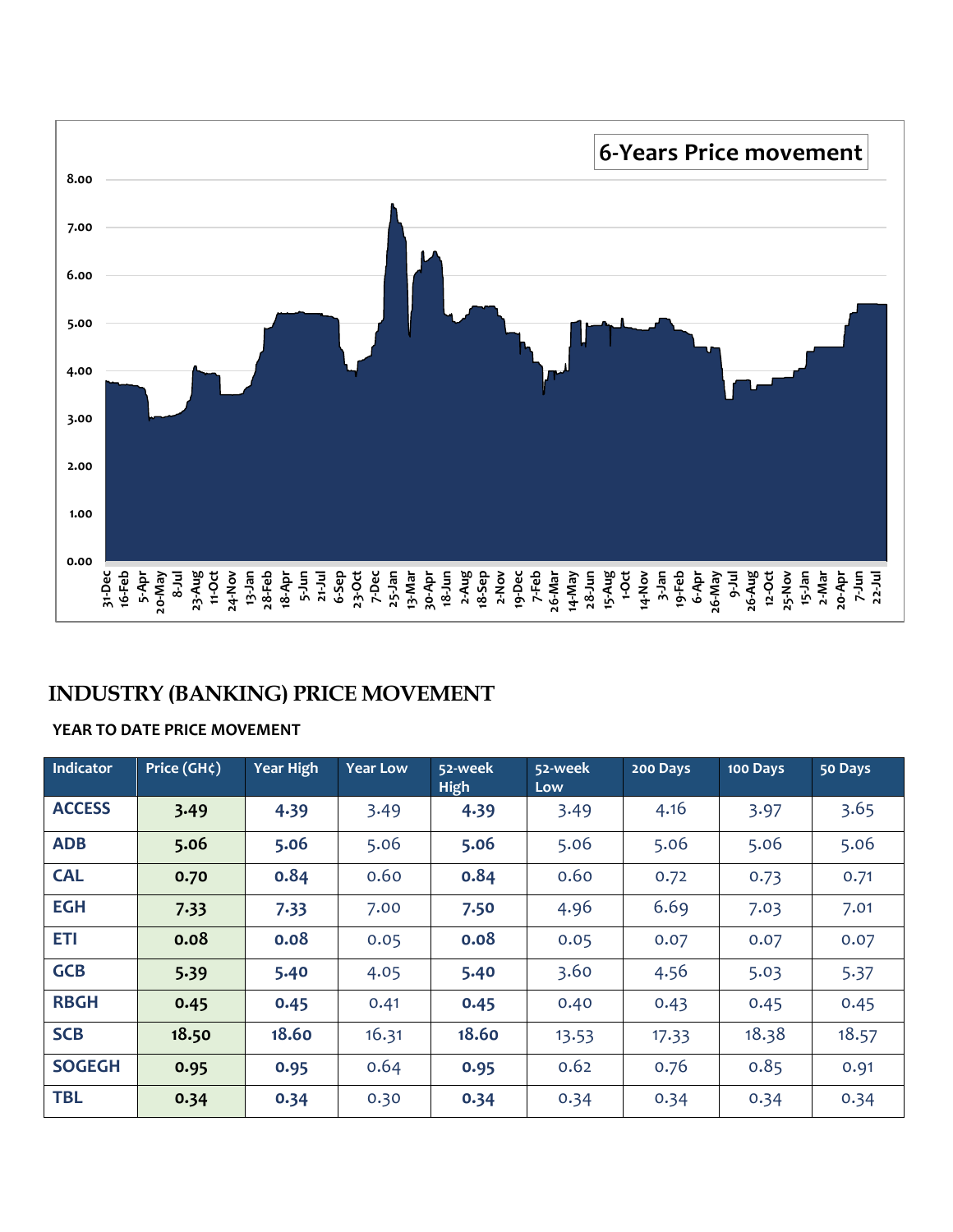6-Years Price movement

# INDUSTRY (BANKING) PRICE MOVEMENT

## YEAR TO DATE PRICE MOVEMENT

| Indicator | Price (GH¢) | Year High | Year Low | 52-week High | 52-week Low | 200 Days | 100 Days | 50 Days |
|---|---|---|---|---|---|---|---|---|
| ACCESS | 3.49 | 4.39 | 3.49 | 4.39 | 3.49 | 4.16 | 3.97 | 3.65 |
| ADB | 5.06 | 5.06 | 5.06 | 5.06 | 5.06 | 5.06 | 5.06 | 5.06 |
| CAL | 0.70 | 0.84 | 0.60 | 0.84 | 0.60 | 0.72 | 0.73 | 0.71 |
| EGH | 7.33 | 7.33 | 7.00 | 7.50 | 4.96 | 6.69 | 7.03 | 7.01 |
| ETI | 0.08 | 0.08 | 0.05 | 0.08 | 0.05 | 0.07 | 0.07 | 0.07 |
| GCB | 5.39 | 5.40 | 4.05 | 5.40 | 3.60 | 4.56 | 5.03 | 5.37 |
| RBGH | 0.45 | 0.45 | 0.41 | 0.45 | 0.40 | 0.43 | 0.45 | 0.45 |
| SCB | 18.50 | 18.60 | 16.31 | 18.60 | 13.53 | 17.33 | 18.38 | 18.57 |
| SOGEGH | 0.95 | 0.95 | 0.64 | 0.95 | 0.62 | 0.76 | 0.85 | 0.91 |
| TBL | 0.34 | 0.34 | 0.30 | 0.34 | 0.34 | 0.34 | 0.34 | 0.34 |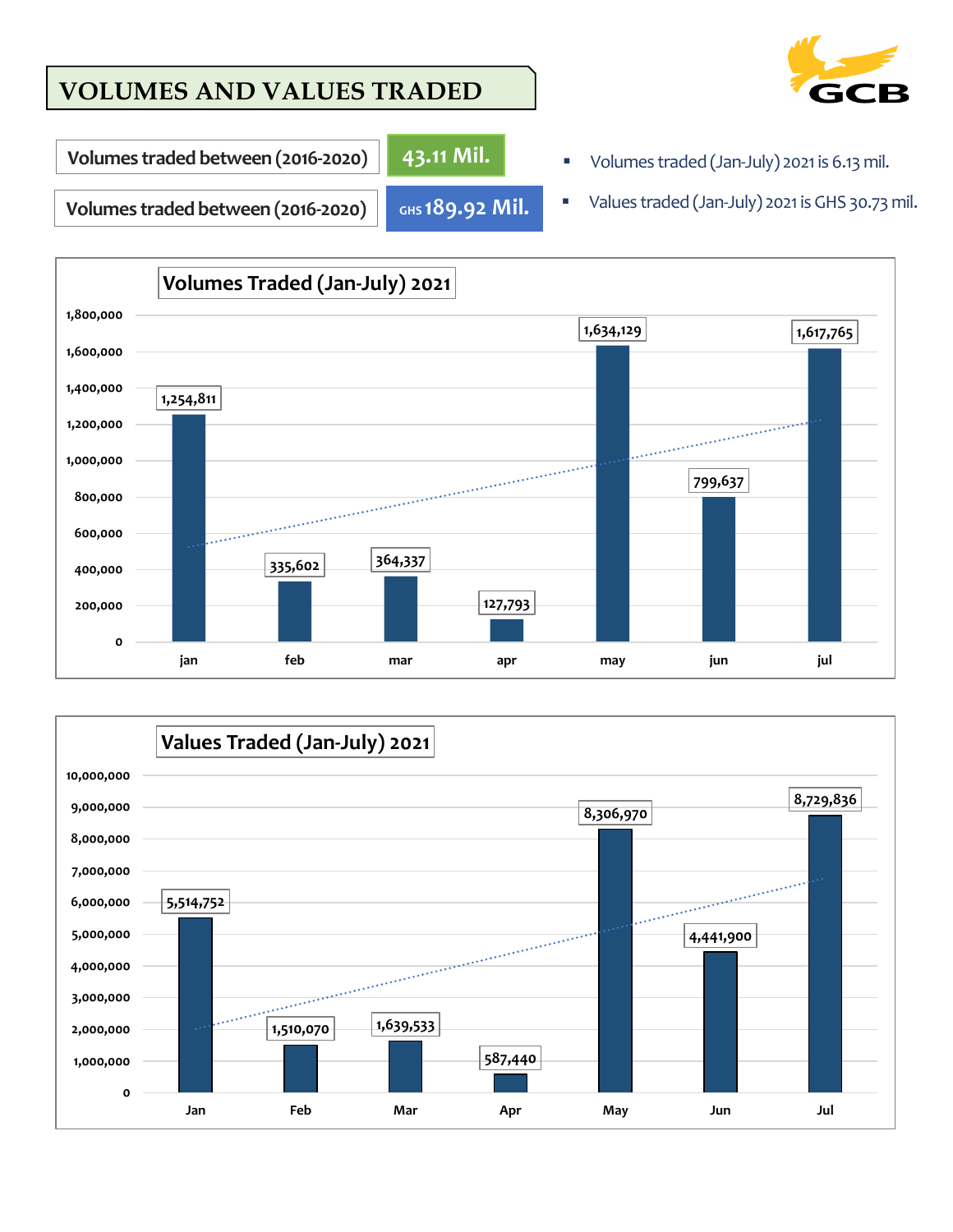# VOLUMES AND VALUES TRADED

| Volumes traded between (2016-2020) | 43.11 Mil. |
|---|---|
| Volumes traded between (2016-2020) | GHS 189.92 Mil. |

- Volumes traded (Jan-July) 2021 is 6.13 mil.
- Values traded (Jan-July) 2021 is GHS 30.73 mil.

## Volumes Traded (Jan-July) 2021

| Month | Volume |
|---|---|
| jan | 1,254,811 |
| feb | 335,602 |
| mar | 364,337 |
| apr | 127,793 |
| may | 1,634,129 |
| jun | 799,637 |
| jul | 1,617,765 |

## Values Traded (Jan-July) 2021

| Month | Value |
|---|---|
| Jan | 5,514,752 |
| Feb | 1,510,070 |
| Mar | 1,639,533 |
| Apr | 587,440 |
| May | 8,306,970 |
| Jun | 4,441,900 |
| Jul | 8,729,836 |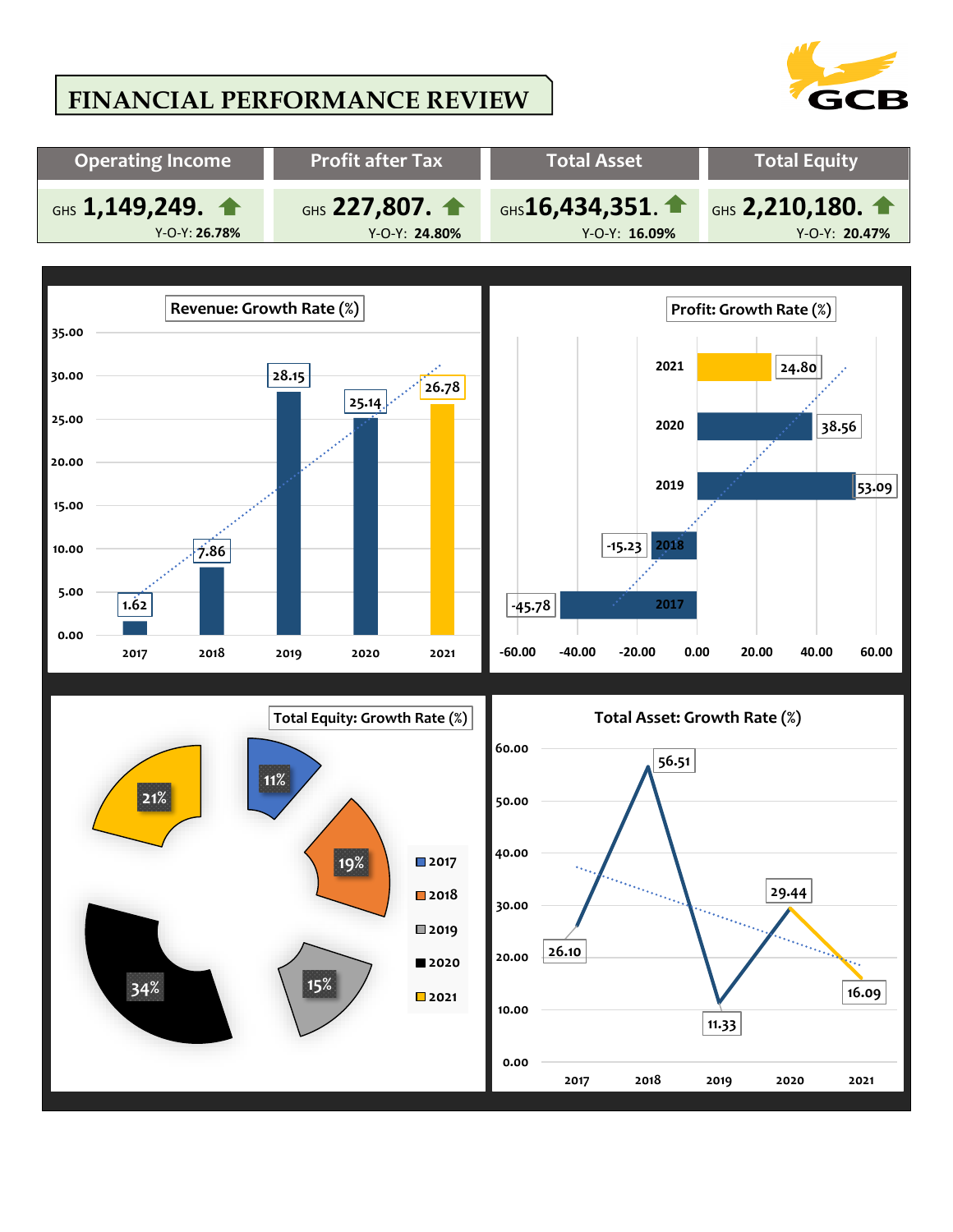# FINANCIAL PERFORMANCE REVIEW

GCB

| Operating Income | Profit after Tax | Total Asset | Total Equity |
| --- | --- | --- | --- |
| GHS **1,149,249.** | GHS **227,807.** | GHS**16,434,351.** | GHS **2,210,180.** |
| Y-O-Y: **26.78%** | Y-O-Y: **24.80%** | Y-O-Y: **16.09%** | Y-O-Y: **20.47%** |

**Revenue: Growth Rate (%)**

| Year | Growth Rate (%) |
| --- | --- |
| 2017 | 1.62 |
| 2018 | 7.86 |
| 2019 | 28.15 |
| 2020 | 25.14 |
| 2021 | 26.78 |

**Profit: Growth Rate (%)**

| Year | Growth Rate (%) |
| --- | --- |
| 2017 | -45.78 |
| 2018 | -15.23 |
| 2019 | 53.09 |
| 2020 | 38.56 |
| 2021 | 24.80 |

**Total Equity: Growth Rate (%)**

| Year | Share |
| --- | --- |
| 2017 | 11% |
| 2018 | 19% |
| 2019 | 15% |
| 2020 | 34% |
| 2021 | 21% |

**Total Asset: Growth Rate (%)**

| Year | Growth Rate (%) |
| --- | --- |
| 2017 | 26.10 |
| 2018 | 56.51 |
| 2019 | 11.33 |
| 2020 | 29.44 |
| 2021 | 16.09 |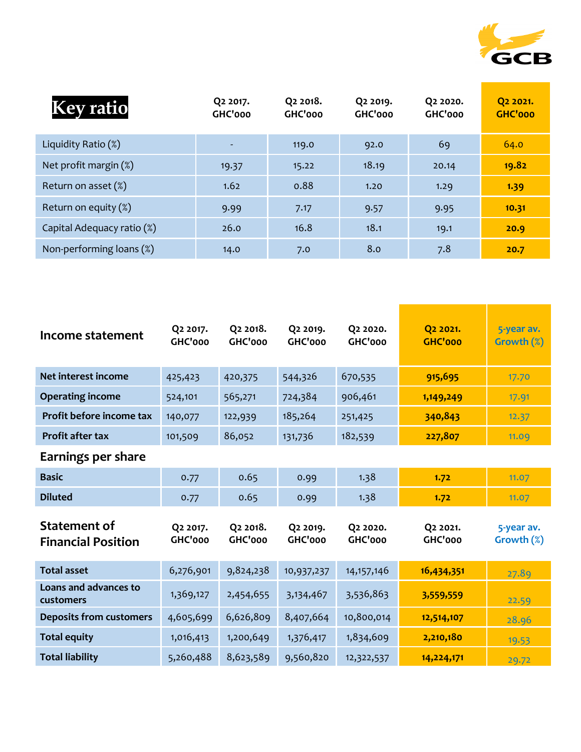| Key ratio | Q2 2017. GHC'000 | Q2 2018. GHC'000 | Q2 2019. GHC'000 | Q2 2020. GHC'000 | Q2 2021. GHC'000 |
|---|---|---|---|---|---|
| Liquidity Ratio (%) | - | 119.0 | 92.0 | 69 | 64.0 |
| Net profit margin (%) | 19.37 | 15.22 | 18.19 | 20.14 | **19.82** |
| Return on asset (%) | 1.62 | 0.88 | 1.20 | 1.29 | **1.39** |
| Return on equity (%) | 9.99 | 7.17 | 9.57 | 9.95 | **10.31** |
| Capital Adequacy ratio (%) | 26.0 | 16.8 | 18.1 | 19.1 | **20.9** |
| Non-performing loans (%) | 14.0 | 7.0 | 8.0 | 7.8 | **20.7** |

| Income statement | Q2 2017. GHC'000 | Q2 2018. GHC'000 | Q2 2019. GHC'000 | Q2 2020. GHC'000 | Q2 2021. GHC'000 | 5-year av. Growth (%) |
|---|---|---|---|---|---|---|
| **Net interest income** | 425,423 | 420,375 | 544,326 | 670,535 | **915,695** | 17.70 |
| **Operating income** | 524,101 | 565,271 | 724,384 | 906,461 | **1,149,249** | 17.91 |
| **Profit before income tax** | 140,077 | 122,939 | 185,264 | 251,425 | **340,843** | 12.37 |
| **Profit after tax** | 101,509 | 86,052 | 131,736 | 182,539 | **227,807** | 11.09 |
| **Earnings per share** | | | | | | |
| **Basic** | 0.77 | 0.65 | 0.99 | 1.38 | **1.72** | 11.07 |
| **Diluted** | 0.77 | 0.65 | 0.99 | 1.38 | **1.72** | 11.07 |

| Statement of Financial Position | Q2 2017. GHC'000 | Q2 2018. GHC'000 | Q2 2019. GHC'000 | Q2 2020. GHC'000 | Q2 2021. GHC'000 | 5-year av. Growth (%) |
|---|---|---|---|---|---|---|
| **Total asset** | 6,276,901 | 9,824,238 | 10,937,237 | 14,157,146 | **16,434,351** | 27.89 |
| **Loans and advances to customers** | 1,369,127 | 2,454,655 | 3,134,467 | 3,536,863 | **3,559,559** | 22.59 |
| **Deposits from customers** | 4,605,699 | 6,626,809 | 8,407,664 | 10,800,014 | **12,514,107** | 28.96 |
| **Total equity** | 1,016,413 | 1,200,649 | 1,376,417 | 1,834,609 | **2,210,180** | 19.53 |
| **Total liability** | 5,260,488 | 8,623,589 | 9,560,820 | 12,322,537 | **14,224,171** | 29.72 |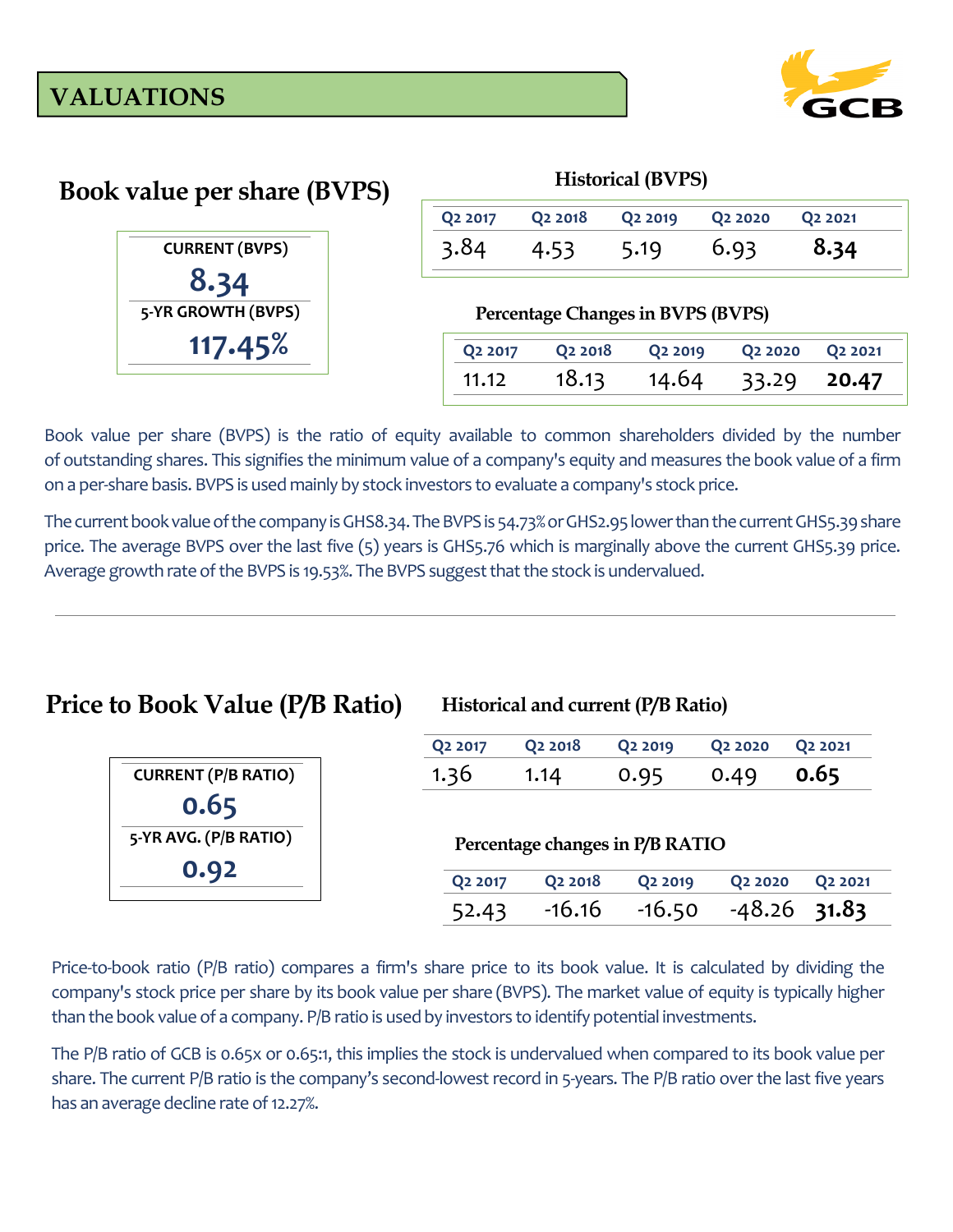# VALUATIONS

## Book value per share (BVPS)

| CURRENT (BVPS) |
|---|
| 8.34 |
| 5-YR GROWTH (BVPS) |
| 117.45% |

**Historical (BVPS)**

| Q2 2017 | Q2 2018 | Q2 2019 | Q2 2020 | Q2 2021 |
|---|---|---|---|---|
| 3.84 | 4.53 | 5.19 | 6.93 | **8.34** |

**Percentage Changes in BVPS (BVPS)**

| Q2 2017 | Q2 2018 | Q2 2019 | Q2 2020 | Q2 2021 |
|---|---|---|---|---|
| 11.12 | 18.13 | 14.64 | 33.29 | **20.47** |

Book value per share (BVPS) is the ratio of equity available to common shareholders divided by the number of outstanding shares. This signifies the minimum value of a company's equity and measures the book value of a firm on a per-share basis. BVPS is used mainly by stock investors to evaluate a company's stock price.

The current book value of the company is GHS8.34. The BVPS is 54.73% or GHS2.95 lower than the current GHS5.39 share price. The average BVPS over the last five (5) years is GHS5.76 which is marginally above the current GHS5.39 price. Average growth rate of the BVPS is 19.53%. The BVPS suggest that the stock is undervalued.

---

## Price to Book Value (P/B Ratio)

| CURRENT (P/B RATIO) |
|---|
| 0.65 |
| 5-YR AVG. (P/B RATIO) |
| 0.92 |

**Historical and current (P/B Ratio)**

| Q2 2017 | Q2 2018 | Q2 2019 | Q2 2020 | Q2 2021 |
|---|---|---|---|---|
| 1.36 | 1.14 | 0.95 | 0.49 | **0.65** |

**Percentage changes in P/B RATIO**

| Q2 2017 | Q2 2018 | Q2 2019 | Q2 2020 | Q2 2021 |
|---|---|---|---|---|
| 52.43 | -16.16 | -16.50 | -48.26 | **31.83** |

Price-to-book ratio (P/B ratio) compares a firm's share price to its book value. It is calculated by dividing the company's stock price per share by its book value per share (BVPS). The market value of equity is typically higher than the book value of a company. P/B ratio is used by investors to identify potential investments.

The P/B ratio of GCB is 0.65x or 0.65:1, this implies the stock is undervalued when compared to its book value per share. The current P/B ratio is the company's second-lowest record in 5-years. The P/B ratio over the last five years has an average decline rate of 12.27%.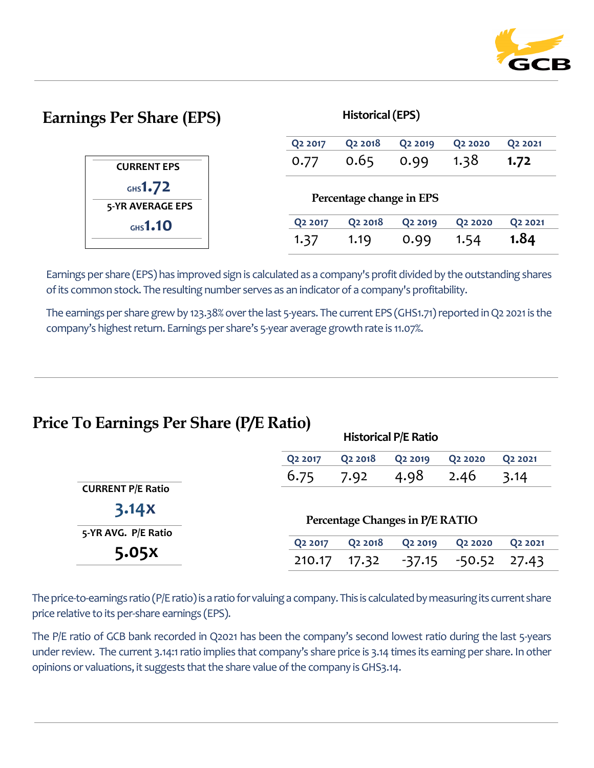## Earnings Per Share (EPS)

| CURRENT EPS |
|---|
| GHS1.72 |
| 5-YR AVERAGE EPS |
| GHS1.10 |

**Historical (EPS)**

| Q2 2017 | Q2 2018 | Q2 2019 | Q2 2020 | Q2 2021 |
|---|---|---|---|---|
| 0.77 | 0.65 | 0.99 | 1.38 | **1.72** |

**Percentage change in EPS**

| Q2 2017 | Q2 2018 | Q2 2019 | Q2 2020 | Q2 2021 |
|---|---|---|---|---|
| 1.37 | 1.19 | 0.99 | 1.54 | **1.84** |

Earnings per share (EPS) has improved sign is calculated as a company's profit divided by the outstanding shares of its common stock. The resulting number serves as an indicator of a company's profitability.

The earnings per share grew by 123.38% over the last 5-years. The current EPS (GHS1.71) reported in Q2 2021 is the company's highest return. Earnings per share's 5-year average growth rate is 11.07%.

## Price To Earnings Per Share (P/E Ratio)

| CURRENT P/E Ratio |
|---|
| 3.14x |
| 5-YR AVG. P/E Ratio |
| 5.05x |

**Historical P/E Ratio**

| Q2 2017 | Q2 2018 | Q2 2019 | Q2 2020 | Q2 2021 |
|---|---|---|---|---|
| 6.75 | 7.92 | 4.98 | 2.46 | 3.14 |

**Percentage Changes in P/E RATIO**

| Q2 2017 | Q2 2018 | Q2 2019 | Q2 2020 | Q2 2021 |
|---|---|---|---|---|
| 210.17 | 17.32 | -37.15 | -50.52 | 27.43 |

The price-to-earnings ratio (P/E ratio) is a ratio for valuing a company. This is calculated by measuring its current share price relative to its per-share earnings (EPS).

The P/E ratio of GCB bank recorded in Q2021 has been the company's second lowest ratio during the last 5-years under review. The current 3.14:1 ratio implies that company's share price is 3.14 times its earning per share. In other opinions or valuations, it suggests that the share value of the company is GHS3.14.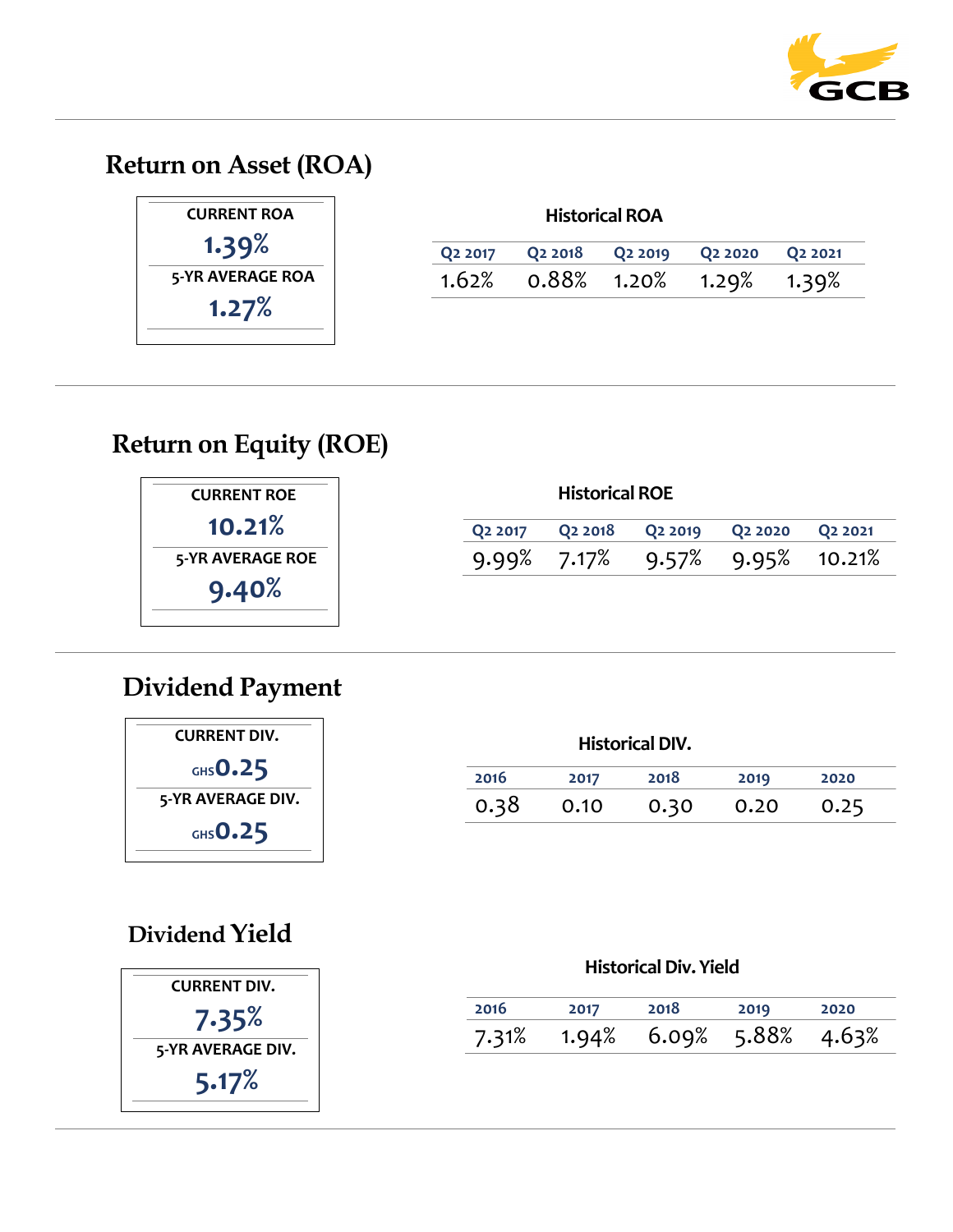## Return on Asset (ROA)

| CURRENT ROA |
|---|
| 1.39% |
| 5-YR AVERAGE ROA |
| 1.27% |

**Historical ROA**

| Q2 2017 | Q2 2018 | Q2 2019 | Q2 2020 | Q2 2021 |
|---|---|---|---|---|
| 1.62% | 0.88% | 1.20% | 1.29% | 1.39% |

## Return on Equity (ROE)

| CURRENT ROE |
|---|
| 10.21% |
| 5-YR AVERAGE ROE |
| 9.40% |

**Historical ROE**

| Q2 2017 | Q2 2018 | Q2 2019 | Q2 2020 | Q2 2021 |
|---|---|---|---|---|
| 9.99% | 7.17% | 9.57% | 9.95% | 10.21% |

## Dividend Payment

| CURRENT DIV. |
|---|
| GHS 0.25 |
| 5-YR AVERAGE DIV. |
| GHS 0.25 |

**Historical DIV.**

| 2016 | 2017 | 2018 | 2019 | 2020 |
|---|---|---|---|---|
| 0.38 | 0.10 | 0.30 | 0.20 | 0.25 |

## Dividend Yield

| CURRENT DIV. |
|---|
| 7.35% |
| 5-YR AVERAGE DIV. |
| 5.17% |

**Historical Div. Yield**

| 2016 | 2017 | 2018 | 2019 | 2020 |
|---|---|---|---|---|
| 7.31% | 1.94% | 6.09% | 5.88% | 4.63% |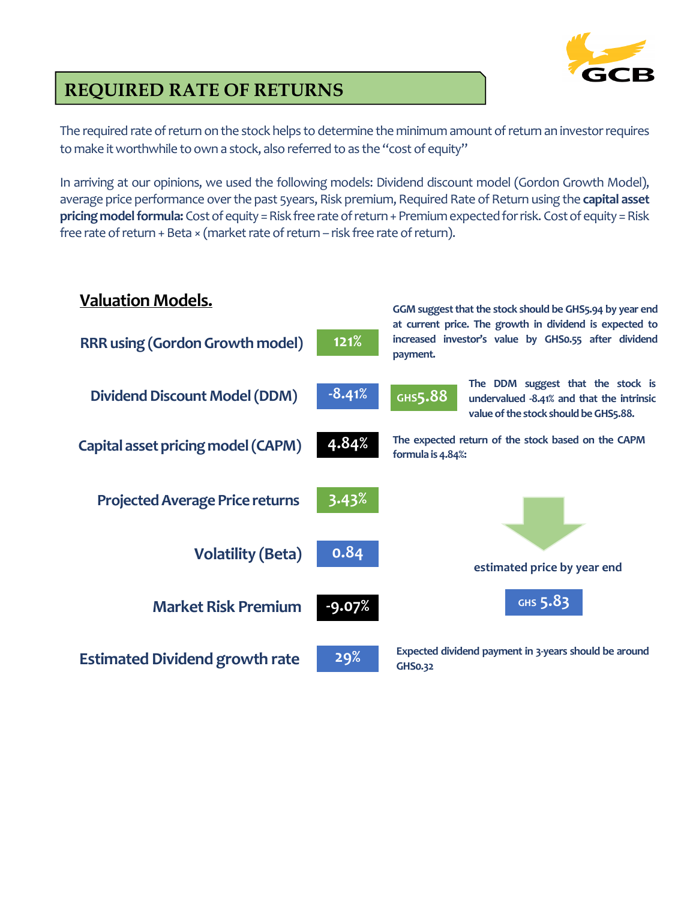# REQUIRED RATE OF RETURNS

The required rate of return on the stock helps to determine the minimum amount of return an investor requires to make it worthwhile to own a stock, also referred to as the "cost of equity"

In arriving at our opinions, we used the following models: Dividend discount model (Gordon Growth Model), average price performance over the past 5years, Risk premium, Required Rate of Return using the **capital asset pricing model formula:** Cost of equity = Risk free rate of return + Premium expected for risk. Cost of equity = Risk free rate of return + Beta × (market rate of return – risk free rate of return).

## Valuation Models.

| Model | Value | Comment |
|---|---|---|
| RRR using (Gordon Growth model) | 121% | GGM suggest that the stock should be GHS5.94 by year end at current price. The growth in dividend is expected to increased investor's value by GHS0.55 after dividend payment. |
| Dividend Discount Model (DDM) | -8.41% | GHS5.88 — The DDM suggest that the stock is undervalued -8.41% and that the intrinsic value of the stock should be GHS5.88. |
| Capital asset pricing model (CAPM) | 4.84% | The expected return of the stock based on the CAPM formula is 4.84%: |
| Projected Average Price returns | 3.43% | |
| Volatility (Beta) | 0.84 | estimated price by year end: GHS 5.83 |
| Market Risk Premium | -9.07% | |
| Estimated Dividend growth rate | 29% | Expected dividend payment in 3-years should be around GHS0.32 |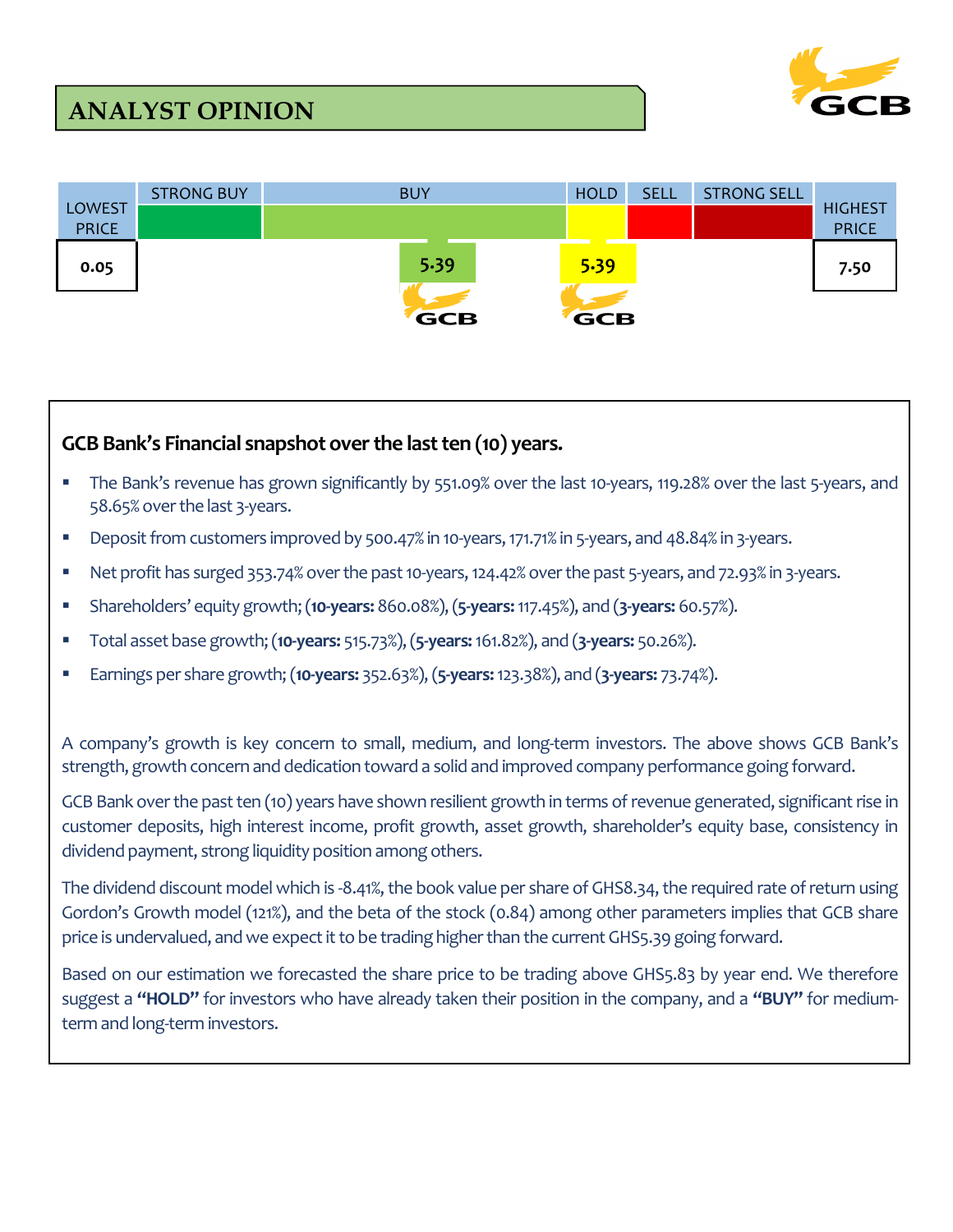# ANALYST OPINION

| LOWEST PRICE | STRONG BUY | BUY | HOLD | SELL | STRONG SELL | HIGHEST PRICE |
|---|---|---|---|---|---|---|
| 0.05 | | 5.39 | 5.39 | | | 7.50 |

## GCB Bank's Financial snapshot over the last ten (10) years.

- The Bank's revenue has grown significantly by 551.09% over the last 10-years, 119.28% over the last 5-years, and 58.65% over the last 3-years.
- Deposit from customers improved by 500.47% in 10-years, 171.71% in 5-years, and 48.84% in 3-years.
- Net profit has surged 353.74% over the past 10-years, 124.42% over the past 5-years, and 72.93% in 3-years.
- Shareholders' equity growth; (**10-years:** 860.08%), (**5-years:** 117.45%), and (**3-years:** 60.57%).
- Total asset base growth; (**10-years:** 515.73%), (**5-years:** 161.82%), and (**3-years:** 50.26%).
- Earnings per share growth; (**10-years:** 352.63%), (**5-years:** 123.38%), and (**3-years:** 73.74%).

A company's growth is key concern to small, medium, and long-term investors. The above shows GCB Bank's strength, growth concern and dedication toward a solid and improved company performance going forward.

GCB Bank over the past ten (10) years have shown resilient growth in terms of revenue generated, significant rise in customer deposits, high interest income, profit growth, asset growth, shareholder's equity base, consistency in dividend payment, strong liquidity position among others.

The dividend discount model which is -8.41%, the book value per share of GHS8.34, the required rate of return using Gordon's Growth model (121%), and the beta of the stock (0.84) among other parameters implies that GCB share price is undervalued, and we expect it to be trading higher than the current GHS5.39 going forward.

Based on our estimation we forecasted the share price to be trading above GHS5.83 by year end. We therefore suggest a **"HOLD"** for investors who have already taken their position in the company, and a **"BUY"** for medium-term and long-term investors.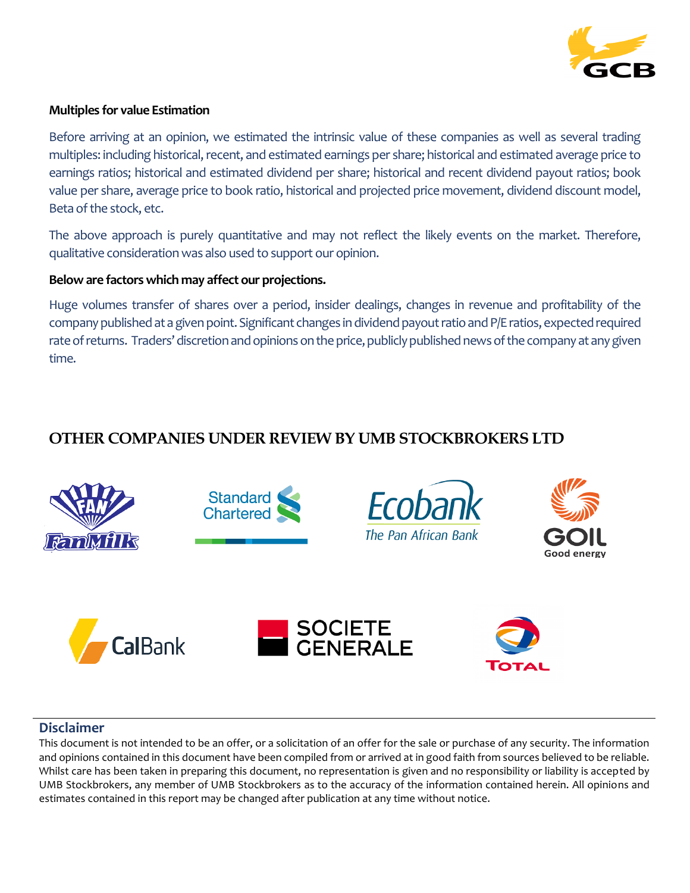**Multiples for value Estimation**

Before arriving at an opinion, we estimated the intrinsic value of these companies as well as several trading multiples: including historical, recent, and estimated earnings per share; historical and estimated average price to earnings ratios; historical and estimated dividend per share; historical and recent dividend payout ratios; book value per share, average price to book ratio, historical and projected price movement, dividend discount model, Beta of the stock, etc.

The above approach is purely quantitative and may not reflect the likely events on the market. Therefore, qualitative consideration was also used to support our opinion.

**Below are factors which may affect our projections.**

Huge volumes transfer of shares over a period, insider dealings, changes in revenue and profitability of the company published at a given point. Significant changes in dividend payout ratio and P/E ratios, expected required rate of returns. Traders' discretion and opinions on the price, publicly published news of the company at any given time.

## OTHER COMPANIES UNDER REVIEW BY UMB STOCKBROKERS LTD

### Disclaimer

This document is not intended to be an offer, or a solicitation of an offer for the sale or purchase of any security. The information and opinions contained in this document have been compiled from or arrived at in good faith from sources believed to be reliable. Whilst care has been taken in preparing this document, no representation is given and no responsibility or liability is accepted by UMB Stockbrokers, any member of UMB Stockbrokers as to the accuracy of the information contained herein. All opinions and estimates contained in this report may be changed after publication at any time without notice.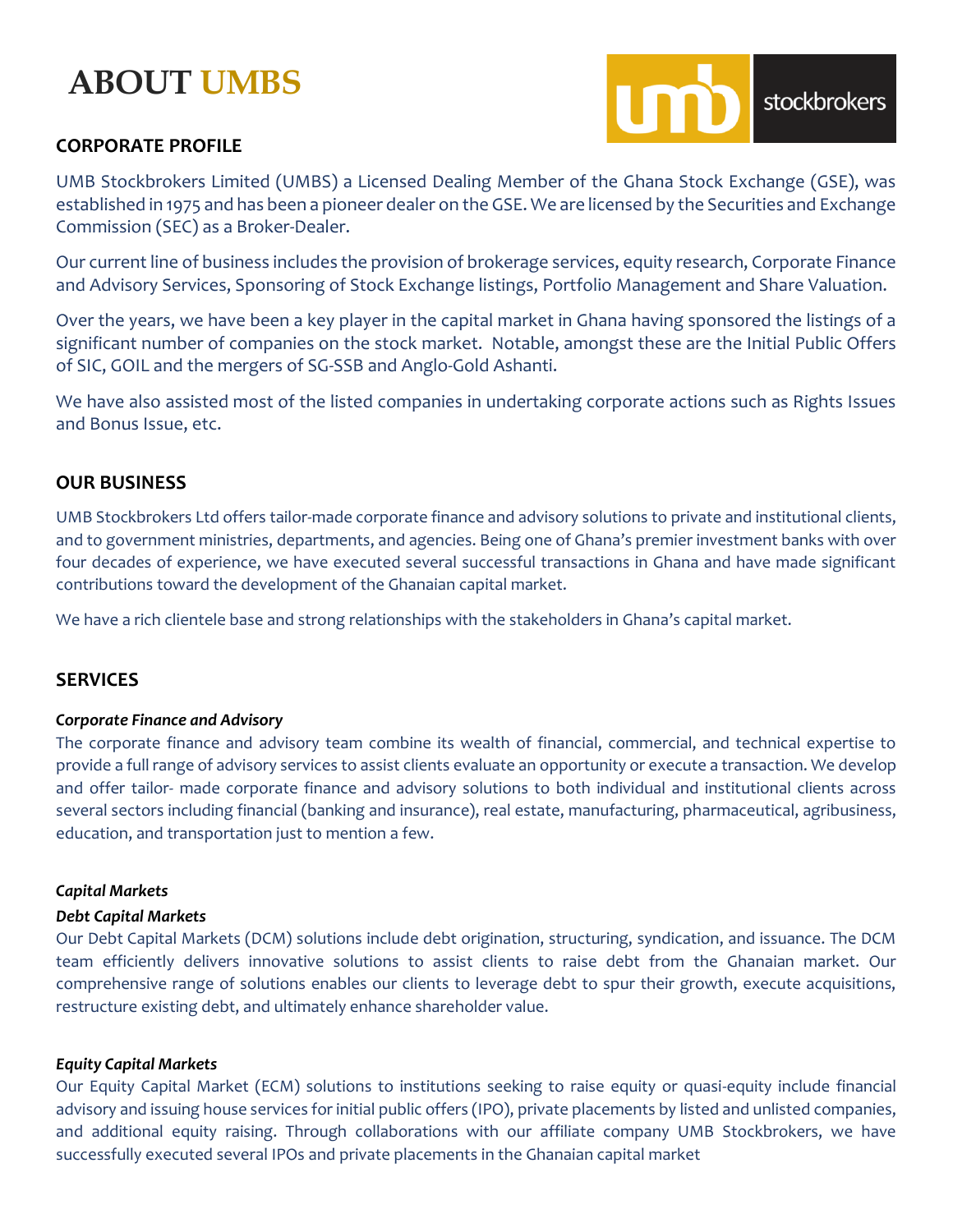# ABOUT UMBS

## CORPORATE PROFILE

UMB Stockbrokers Limited (UMBS) a Licensed Dealing Member of the Ghana Stock Exchange (GSE), was established in 1975 and has been a pioneer dealer on the GSE. We are licensed by the Securities and Exchange Commission (SEC) as a Broker-Dealer.

Our current line of business includes the provision of brokerage services, equity research, Corporate Finance and Advisory Services, Sponsoring of Stock Exchange listings, Portfolio Management and Share Valuation.

Over the years, we have been a key player in the capital market in Ghana having sponsored the listings of a significant number of companies on the stock market. Notable, amongst these are the Initial Public Offers of SIC, GOIL and the mergers of SG-SSB and Anglo-Gold Ashanti.

We have also assisted most of the listed companies in undertaking corporate actions such as Rights Issues and Bonus Issue, etc.

## OUR BUSINESS

UMB Stockbrokers Ltd offers tailor-made corporate finance and advisory solutions to private and institutional clients, and to government ministries, departments, and agencies. Being one of Ghana's premier investment banks with over four decades of experience, we have executed several successful transactions in Ghana and have made significant contributions toward the development of the Ghanaian capital market.

We have a rich clientele base and strong relationships with the stakeholders in Ghana's capital market.

## SERVICES

***Corporate Finance and Advisory***

The corporate finance and advisory team combine its wealth of financial, commercial, and technical expertise to provide a full range of advisory services to assist clients evaluate an opportunity or execute a transaction. We develop and offer tailor- made corporate finance and advisory solutions to both individual and institutional clients across several sectors including financial (banking and insurance), real estate, manufacturing, pharmaceutical, agribusiness, education, and transportation just to mention a few.

***Capital Markets***

***Debt Capital Markets***

Our Debt Capital Markets (DCM) solutions include debt origination, structuring, syndication, and issuance. The DCM team efficiently delivers innovative solutions to assist clients to raise debt from the Ghanaian market. Our comprehensive range of solutions enables our clients to leverage debt to spur their growth, execute acquisitions, restructure existing debt, and ultimately enhance shareholder value.

***Equity Capital Markets***

Our Equity Capital Market (ECM) solutions to institutions seeking to raise equity or quasi-equity include financial advisory and issuing house services for initial public offers (IPO), private placements by listed and unlisted companies, and additional equity raising. Through collaborations with our affiliate company UMB Stockbrokers, we have successfully executed several IPOs and private placements in the Ghanaian capital market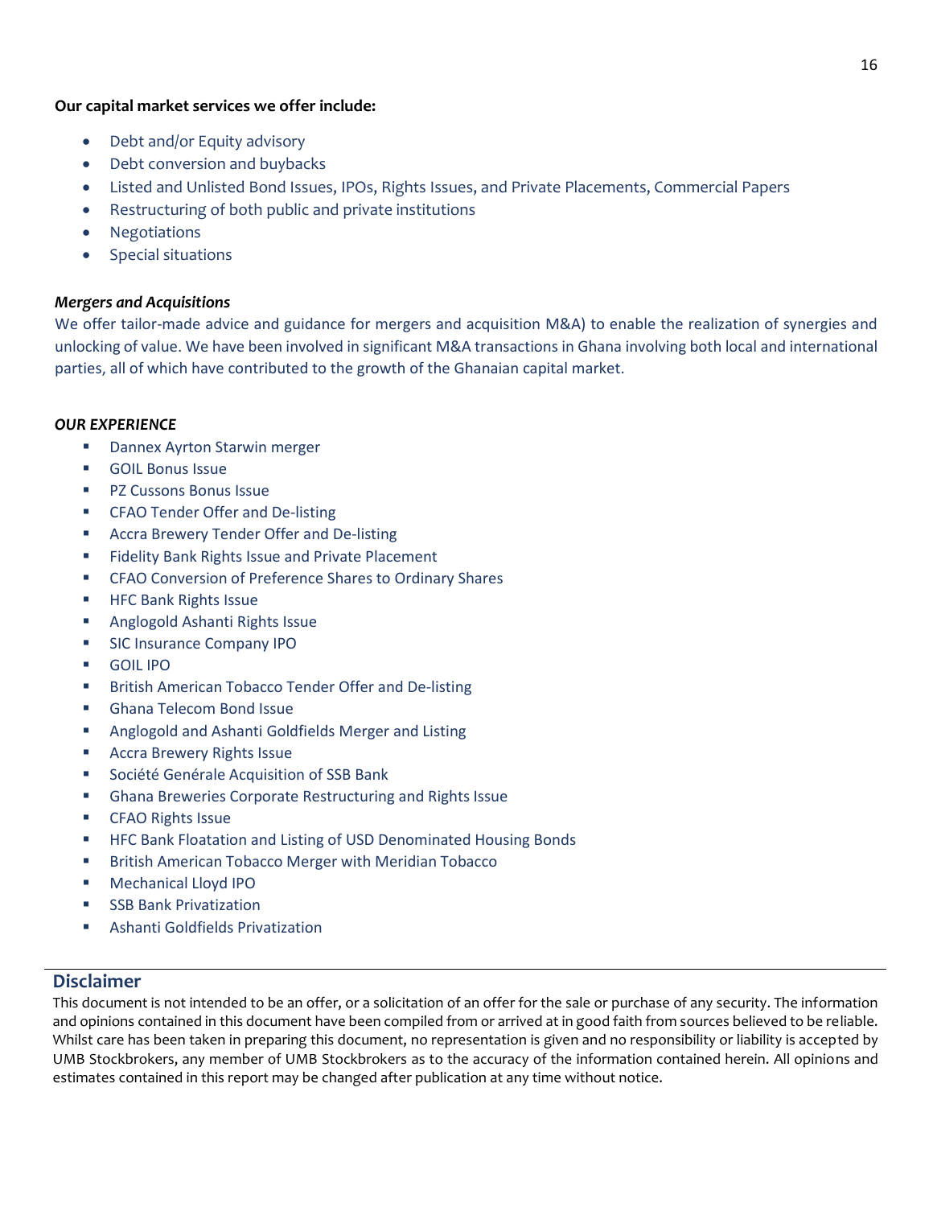**Our capital market services we offer include:**

- Debt and/or Equity advisory
- Debt conversion and buybacks
- Listed and Unlisted Bond Issues, IPOs, Rights Issues, and Private Placements, Commercial Papers
- Restructuring of both public and private institutions
- Negotiations
- Special situations

***Mergers and Acquisitions***

We offer tailor-made advice and guidance for mergers and acquisition M&A) to enable the realization of synergies and unlocking of value. We have been involved in significant M&A transactions in Ghana involving both local and international parties, all of which have contributed to the growth of the Ghanaian capital market.

***OUR EXPERIENCE***

- Dannex Ayrton Starwin merger
- GOIL Bonus Issue
- PZ Cussons Bonus Issue
- CFAO Tender Offer and De-listing
- Accra Brewery Tender Offer and De-listing
- Fidelity Bank Rights Issue and Private Placement
- CFAO Conversion of Preference Shares to Ordinary Shares
- HFC Bank Rights Issue
- Anglogold Ashanti Rights Issue
- SIC Insurance Company IPO
- GOIL IPO
- British American Tobacco Tender Offer and De-listing
- Ghana Telecom Bond Issue
- Anglogold and Ashanti Goldfields Merger and Listing
- Accra Brewery Rights Issue
- Société Générale Acquisition of SSB Bank
- Ghana Breweries Corporate Restructuring and Rights Issue
- CFAO Rights Issue
- HFC Bank Floatation and Listing of USD Denominated Housing Bonds
- British American Tobacco Merger with Meridian Tobacco
- Mechanical Lloyd IPO
- SSB Bank Privatization
- Ashanti Goldfields Privatization

## Disclaimer

This document is not intended to be an offer, or a solicitation of an offer for the sale or purchase of any security. The information and opinions contained in this document have been compiled from or arrived at in good faith from sources believed to be reliable. Whilst care has been taken in preparing this document, no representation is given and no responsibility or liability is accepted by UMB Stockbrokers, any member of UMB Stockbrokers as to the accuracy of the information contained herein. All opinions and estimates contained in this report may be changed after publication at any time without notice.